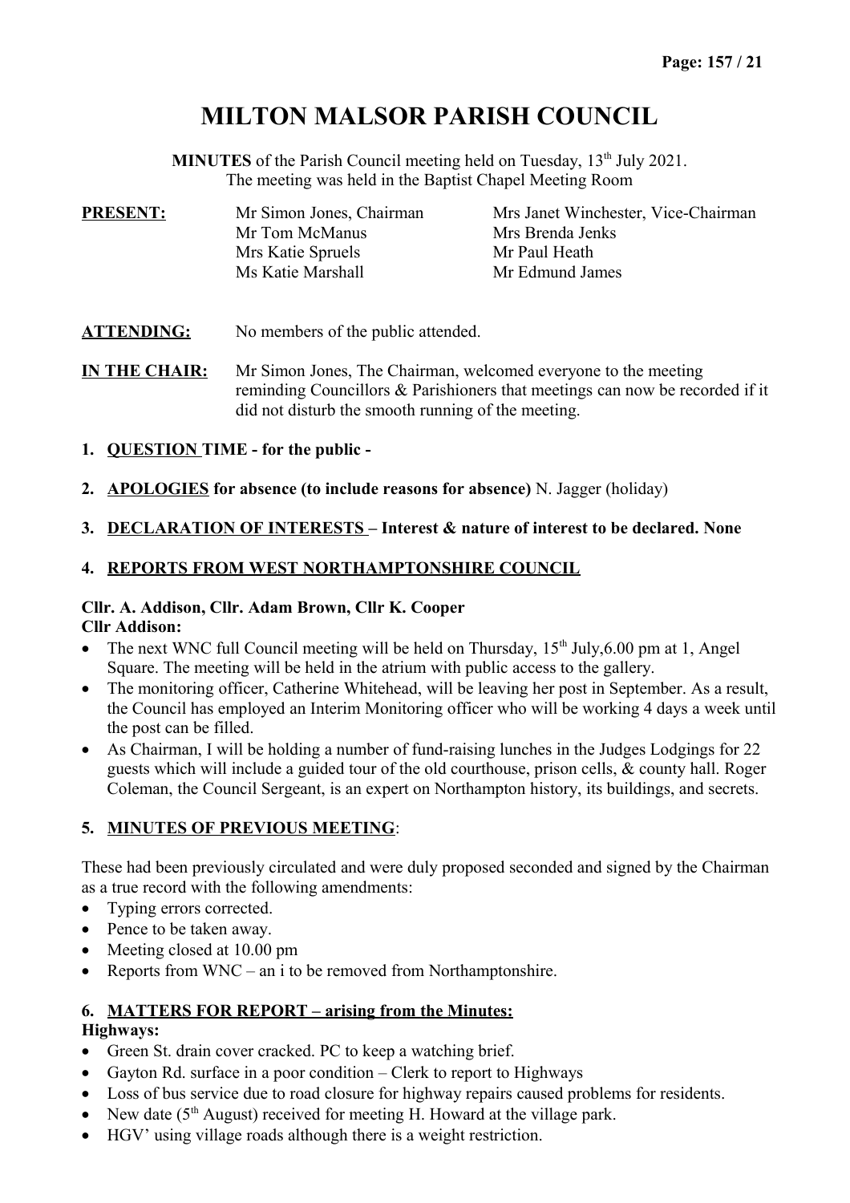# MILTON MALSOR PARISH COUNCIL

**MINUTES** of the Parish Council meeting held on Tuesday, 13th July 2021.
The meeting was held in the Baptist Chapel Meeting Room

**PRESENT:**

| | |
|---|---|
| Mr Simon Jones, Chairman | Mrs Janet Winchester, Vice-Chairman |
| Mr Tom McManus | Mrs Brenda Jenks |
| Mrs Katie Spruels | Mr Paul Heath |
| Ms Katie Marshall | Mr Edmund James |

**ATTENDING:** No members of the public attended.

**IN THE CHAIR:** Mr Simon Jones, The Chairman, welcomed everyone to the meeting reminding Councillors & Parishioners that meetings can now be recorded if it did not disturb the smooth running of the meeting.

1. **QUESTION TIME - for the public -**

2. **APOLOGIES for absence (to include reasons for absence)** N. Jagger (holiday)

3. **DECLARATION OF INTERESTS – Interest & nature of interest to be declared. None**

4. **REPORTS FROM WEST NORTHAMPTONSHIRE COUNCIL**

**Cllr. A. Addison, Cllr. Adam Brown, Cllr K. Cooper**
**Cllr Addison:**

- The next WNC full Council meeting will be held on Thursday, 15th July,6.00 pm at 1, Angel Square. The meeting will be held in the atrium with public access to the gallery.
- The monitoring officer, Catherine Whitehead, will be leaving her post in September. As a result, the Council has employed an Interim Monitoring officer who will be working 4 days a week until the post can be filled.
- As Chairman, I will be holding a number of fund-raising lunches in the Judges Lodgings for 22 guests which will include a guided tour of the old courthouse, prison cells, & county hall. Roger Coleman, the Council Sergeant, is an expert on Northampton history, its buildings, and secrets.

5. **MINUTES OF PREVIOUS MEETING**:

These had been previously circulated and were duly proposed seconded and signed by the Chairman as a true record with the following amendments:

- Typing errors corrected.
- Pence to be taken away.
- Meeting closed at 10.00 pm
- Reports from WNC – an i to be removed from Northamptonshire.

6. **MATTERS FOR REPORT – arising from the Minutes:**

**Highways:**

- Green St. drain cover cracked. PC to keep a watching brief.
- Gayton Rd. surface in a poor condition – Clerk to report to Highways
- Loss of bus service due to road closure for highway repairs caused problems for residents.
- New date (5th August) received for meeting H. Howard at the village park.
- HGV' using village roads although there is a weight restriction.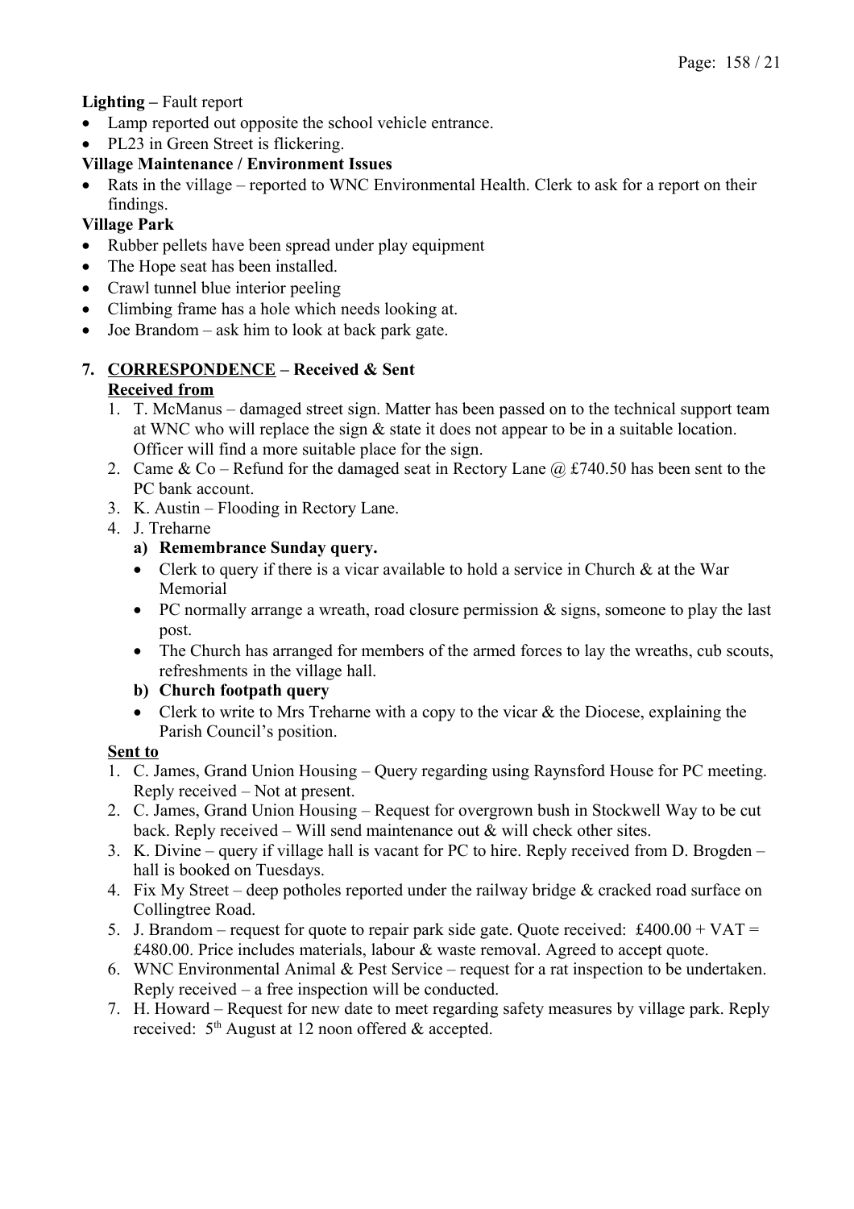**Lighting –** Fault report

- Lamp reported out opposite the school vehicle entrance.
- PL23 in Green Street is flickering.

**Village Maintenance / Environment Issues**

- Rats in the village – reported to WNC Environmental Health. Clerk to ask for a report on their findings.

**Village Park**

- Rubber pellets have been spread under play equipment
- The Hope seat has been installed.
- Crawl tunnel blue interior peeling
- Climbing frame has a hole which needs looking at.
- Joe Brandom – ask him to look at back park gate.

**7. CORRESPONDENCE – Received & Sent**

**Received from**

1. T. McManus – damaged street sign. Matter has been passed on to the technical support team at WNC who will replace the sign & state it does not appear to be in a suitable location. Officer will find a more suitable place for the sign.
2. Came & Co – Refund for the damaged seat in Rectory Lane @ £740.50 has been sent to the PC bank account.
3. K. Austin – Flooding in Rectory Lane.
4. J. Treharne
   **a) Remembrance Sunday query.**
   - Clerk to query if there is a vicar available to hold a service in Church & at the War Memorial
   - PC normally arrange a wreath, road closure permission & signs, someone to play the last post.
   - The Church has arranged for members of the armed forces to lay the wreaths, cub scouts, refreshments in the village hall.

   **b) Church footpath query**
   - Clerk to write to Mrs Treharne with a copy to the vicar & the Diocese, explaining the Parish Council's position.

**Sent to**

1. C. James, Grand Union Housing – Query regarding using Raynsford House for PC meeting. Reply received – Not at present.
2. C. James, Grand Union Housing – Request for overgrown bush in Stockwell Way to be cut back. Reply received – Will send maintenance out & will check other sites.
3. K. Divine – query if village hall is vacant for PC to hire. Reply received from D. Brogden – hall is booked on Tuesdays.
4. Fix My Street – deep potholes reported under the railway bridge & cracked road surface on Collingtree Road.
5. J. Brandom – request for quote to repair park side gate. Quote received: £400.00 + VAT = £480.00. Price includes materials, labour & waste removal. Agreed to accept quote.
6. WNC Environmental Animal & Pest Service – request for a rat inspection to be undertaken. Reply received – a free inspection will be conducted.
7. H. Howard – Request for new date to meet regarding safety measures by village park. Reply received: 5th August at 12 noon offered & accepted.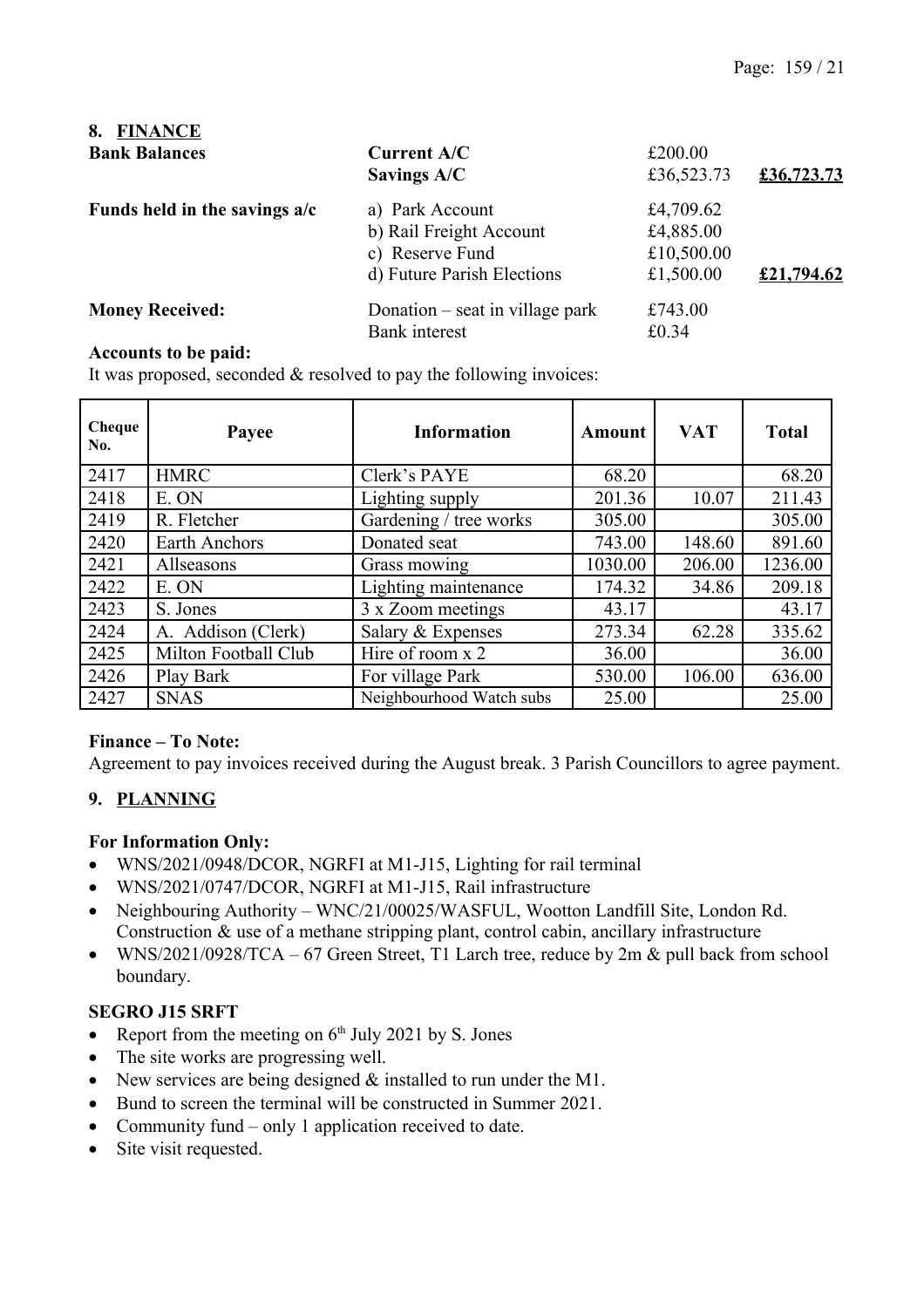## 8. FINANCE

| **Bank Balances** | **Current A/C** | £200.00 | |
|---|---|---|---|
| | **Savings A/C** | £36,523.73 | **£36,723.73** |
| **Funds held in the savings a/c** | a) Park Account | £4,709.62 | |
| | b) Rail Freight Account | £4,885.00 | |
| | c) Reserve Fund | £10,500.00 | |
| | d) Future Parish Elections | £1,500.00 | **£21,794.62** |
| **Money Received:** | Donation – seat in village park | £743.00 | |
| | Bank interest | £0.34 | |

**Accounts to be paid:**

It was proposed, seconded & resolved to pay the following invoices:

| Cheque No. | Payee | Information | Amount | VAT | Total |
|---|---|---|---|---|---|
| 2417 | HMRC | Clerk's PAYE | 68.20 | | 68.20 |
| 2418 | E. ON | Lighting supply | 201.36 | 10.07 | 211.43 |
| 2419 | R. Fletcher | Gardening / tree works | 305.00 | | 305.00 |
| 2420 | Earth Anchors | Donated seat | 743.00 | 148.60 | 891.60 |
| 2421 | Allseasons | Grass mowing | 1030.00 | 206.00 | 1236.00 |
| 2422 | E. ON | Lighting maintenance | 174.32 | 34.86 | 209.18 |
| 2423 | S. Jones | 3 x Zoom meetings | 43.17 | | 43.17 |
| 2424 | A. Addison (Clerk) | Salary & Expenses | 273.34 | 62.28 | 335.62 |
| 2425 | Milton Football Club | Hire of room x 2 | 36.00 | | 36.00 |
| 2426 | Play Bark | For village Park | 530.00 | 106.00 | 636.00 |
| 2427 | SNAS | Neighbourhood Watch subs | 25.00 | | 25.00 |

**Finance – To Note:**

Agreement to pay invoices received during the August break. 3 Parish Councillors to agree payment.

## 9. PLANNING

**For Information Only:**

- WNS/2021/0948/DCOR, NGRFI at M1-J15, Lighting for rail terminal
- WNS/2021/0747/DCOR, NGRFI at M1-J15, Rail infrastructure
- Neighbouring Authority – WNC/21/00025/WASFUL, Wootton Landfill Site, London Rd. Construction & use of a methane stripping plant, control cabin, ancillary infrastructure
- WNS/2021/0928/TCA – 67 Green Street, T1 Larch tree, reduce by 2m & pull back from school boundary.

**SEGRO J15 SRFT**

- Report from the meeting on 6th July 2021 by S. Jones
- The site works are progressing well.
- New services are being designed & installed to run under the M1.
- Bund to screen the terminal will be constructed in Summer 2021.
- Community fund – only 1 application received to date.
- Site visit requested.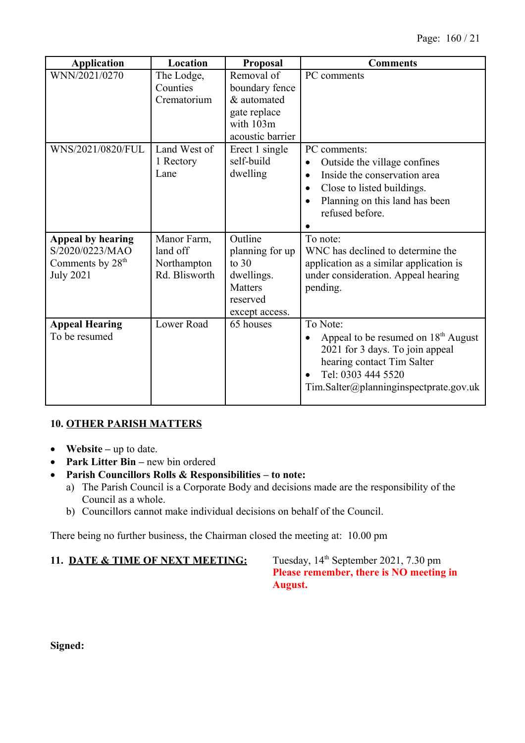| Application | Location | Proposal | Comments |
|---|---|---|---|
| WNN/2021/0270 | The Lodge, Counties Crematorium | Removal of boundary fence & automated gate replace with 103m acoustic barrier | PC comments |
| WNS/2021/0820/FUL | Land West of 1 Rectory Lane | Erect 1 single self-build dwelling | PC comments:<br>• Outside the village confines<br>• Inside the conservation area<br>• Close to listed buildings.<br>• Planning on this land has been refused before.<br>• |
| **Appeal by hearing** S/2020/0223/MAO Comments by 28th July 2021 | Manor Farm, land off Northampton Rd. Blisworth | Outline planning for up to 30 dwellings. Matters reserved except access. | To note:<br>WNC has declined to determine the application as a similar application is under consideration. Appeal hearing pending. |
| **Appeal Hearing** To be resumed | Lower Road | 65 houses | To Note:<br>• Appeal to be resumed on 18th August 2021 for 3 days. To join appeal hearing contact Tim Salter<br>• Tel: 0303 444 5520<br>Tim.Salter@planninginspectprate.gov.uk |

**10. OTHER PARISH MATTERS**

- **Website** – up to date.
- **Park Litter Bin** – new bin ordered
- **Parish Councillors Rolls & Responsibilities – to note:**
  a) The Parish Council is a Corporate Body and decisions made are the responsibility of the Council as a whole.
  b) Councillors cannot make individual decisions on behalf of the Council.

There being no further business, the Chairman closed the meeting at: 10.00 pm

**11. DATE & TIME OF NEXT MEETING:** Tuesday, 14th September 2021, 7.30 pm
**Please remember, there is NO meeting in August.**

**Signed:**